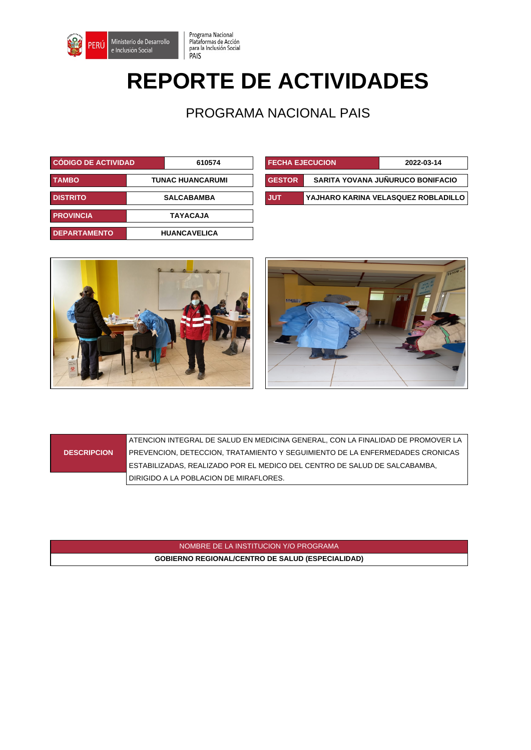Ministerio de Desarrollo e Inclusión Social | Programa Nacional Plataformas de Acción para la Inclusión Social PAIS

# REPORTE DE ACTIVIDADES

## PROGRAMA NACIONAL PAIS

| | |
|---|---|
| **CÓDIGO DE ACTIVIDAD** | **610574** |
| **TAMBO** | **TUNAC HUANCARUMI** |
| **DISTRITO** | **SALCABAMBA** |
| **PROVINCIA** | **TAYACAJA** |
| **DEPARTAMENTO** | **HUANCAVELICA** |

| | |
|---|---|
| **FECHA EJECUCION** | **2022-03-14** |
| **GESTOR** | **SARITA YOVANA JUÑURUCO BONIFACIO** |
| **JUT** | **YAJHARO KARINA VELASQUEZ ROBLADILLO** |

| | |
|---|---|
| **DESCRIPCION** | ATENCION INTEGRAL DE SALUD EN MEDICINA GENERAL, CON LA FINALIDAD DE PROMOVER LA PREVENCION, DETECCION, TRATAMIENTO Y SEGUIMIENTO DE LA ENFERMEDADES CRONICAS ESTABILIZADAS, REALIZADO POR EL MEDICO DEL CENTRO DE SALUD DE SALCABAMBA, DIRIGIDO A LA POBLACION DE MIRAFLORES. |

| NOMBRE DE LA INSTITUCION Y/O PROGRAMA |
|---|
| **GOBIERNO REGIONAL/CENTRO DE SALUD (ESPECIALIDAD)** |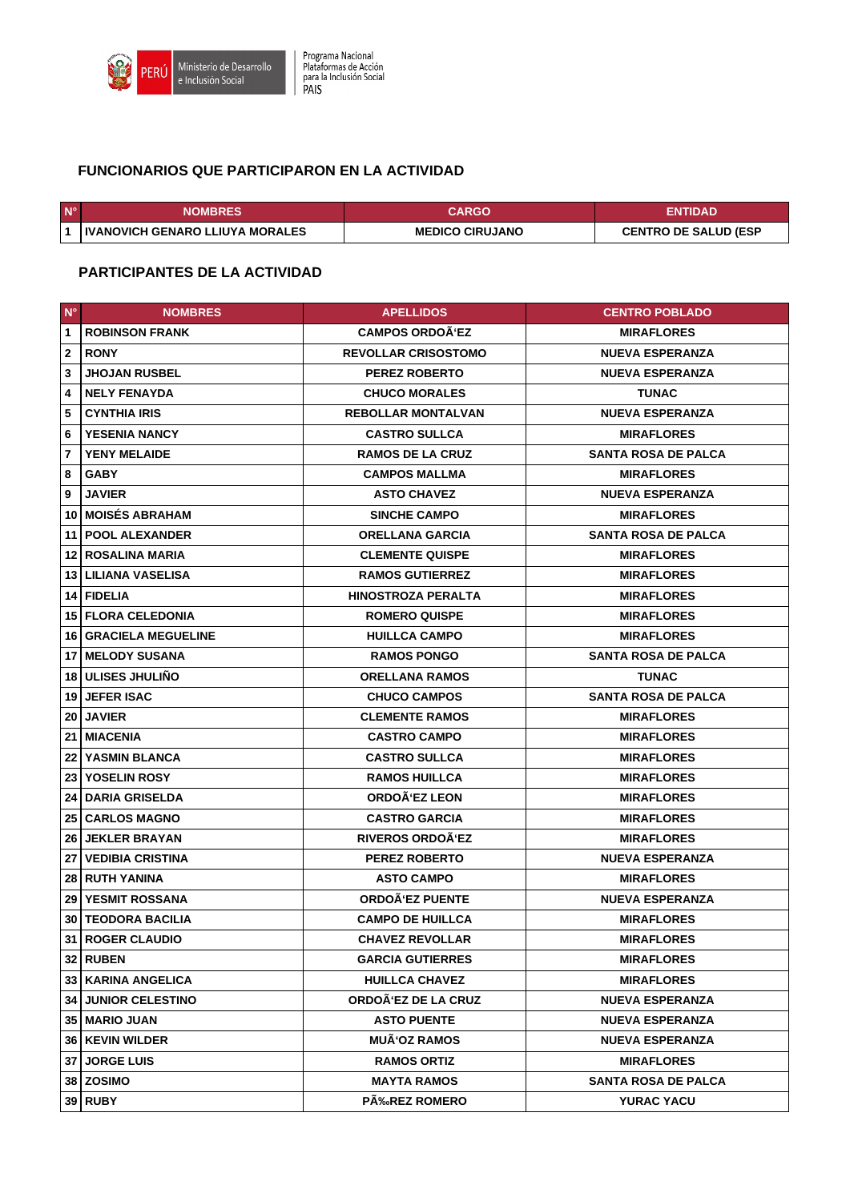## FUNCIONARIOS QUE PARTICIPARON EN LA ACTIVIDAD

| N° | NOMBRES | CARGO | ENTIDAD |
|---|---|---|---|
| 1 | IVANOVICH GENARO LLIUYA MORALES | MEDICO CIRUJANO | CENTRO DE SALUD (ESP |

## PARTICIPANTES DE LA ACTIVIDAD

| N° | NOMBRES | APELLIDOS | CENTRO POBLADO |
|---|---|---|---|
| 1 | ROBINSON FRANK | CAMPOS ORDOÃ'EZ | MIRAFLORES |
| 2 | RONY | REVOLLAR CRISOSTOMO | NUEVA ESPERANZA |
| 3 | JHOJAN RUSBEL | PEREZ ROBERTO | NUEVA ESPERANZA |
| 4 | NELY FENAYDA | CHUCO MORALES | TUNAC |
| 5 | CYNTHIA IRIS | REBOLLAR MONTALVAN | NUEVA ESPERANZA |
| 6 | YESENIA NANCY | CASTRO SULLCA | MIRAFLORES |
| 7 | YENY MELAIDE | RAMOS DE LA CRUZ | SANTA ROSA DE PALCA |
| 8 | GABY | CAMPOS MALLMA | MIRAFLORES |
| 9 | JAVIER | ASTO CHAVEZ | NUEVA ESPERANZA |
| 10 | MOISÉS ABRAHAM | SINCHE CAMPO | MIRAFLORES |
| 11 | POOL ALEXANDER | ORELLANA GARCIA | SANTA ROSA DE PALCA |
| 12 | ROSALINA MARIA | CLEMENTE QUISPE | MIRAFLORES |
| 13 | LILIANA VASELISA | RAMOS GUTIERREZ | MIRAFLORES |
| 14 | FIDELIA | HINOSTROZA PERALTA | MIRAFLORES |
| 15 | FLORA CELEDONIA | ROMERO QUISPE | MIRAFLORES |
| 16 | GRACIELA MEGUELINE | HUILLCA CAMPO | MIRAFLORES |
| 17 | MELODY SUSANA | RAMOS PONGO | SANTA ROSA DE PALCA |
| 18 | ULISES JHULIÑO | ORELLANA RAMOS | TUNAC |
| 19 | JEFER ISAC | CHUCO CAMPOS | SANTA ROSA DE PALCA |
| 20 | JAVIER | CLEMENTE RAMOS | MIRAFLORES |
| 21 | MIACENIA | CASTRO CAMPO | MIRAFLORES |
| 22 | YASMIN BLANCA | CASTRO SULLCA | MIRAFLORES |
| 23 | YOSELIN ROSY | RAMOS HUILLCA | MIRAFLORES |
| 24 | DARIA GRISELDA | ORDOÃ'EZ LEON | MIRAFLORES |
| 25 | CARLOS MAGNO | CASTRO GARCIA | MIRAFLORES |
| 26 | JEKLER BRAYAN | RIVEROS ORDOÃ'EZ | MIRAFLORES |
| 27 | VEDIBIA CRISTINA | PEREZ ROBERTO | NUEVA ESPERANZA |
| 28 | RUTH YANINA | ASTO CAMPO | MIRAFLORES |
| 29 | YESMIT ROSSANA | ORDOÃ'EZ PUENTE | NUEVA ESPERANZA |
| 30 | TEODORA BACILIA | CAMPO DE HUILLCA | MIRAFLORES |
| 31 | ROGER CLAUDIO | CHAVEZ REVOLLAR | MIRAFLORES |
| 32 | RUBEN | GARCIA GUTIERRES | MIRAFLORES |
| 33 | KARINA ANGELICA | HUILLCA CHAVEZ | MIRAFLORES |
| 34 | JUNIOR CELESTINO | ORDOÃ'EZ DE LA CRUZ | NUEVA ESPERANZA |
| 35 | MARIO JUAN | ASTO PUENTE | NUEVA ESPERANZA |
| 36 | KEVIN WILDER | MUÃ'OZ RAMOS | NUEVA ESPERANZA |
| 37 | JORGE LUIS | RAMOS ORTIZ | MIRAFLORES |
| 38 | ZOSIMO | MAYTA RAMOS | SANTA ROSA DE PALCA |
| 39 | RUBY | PÃ‰REZ ROMERO | YURAC YACU |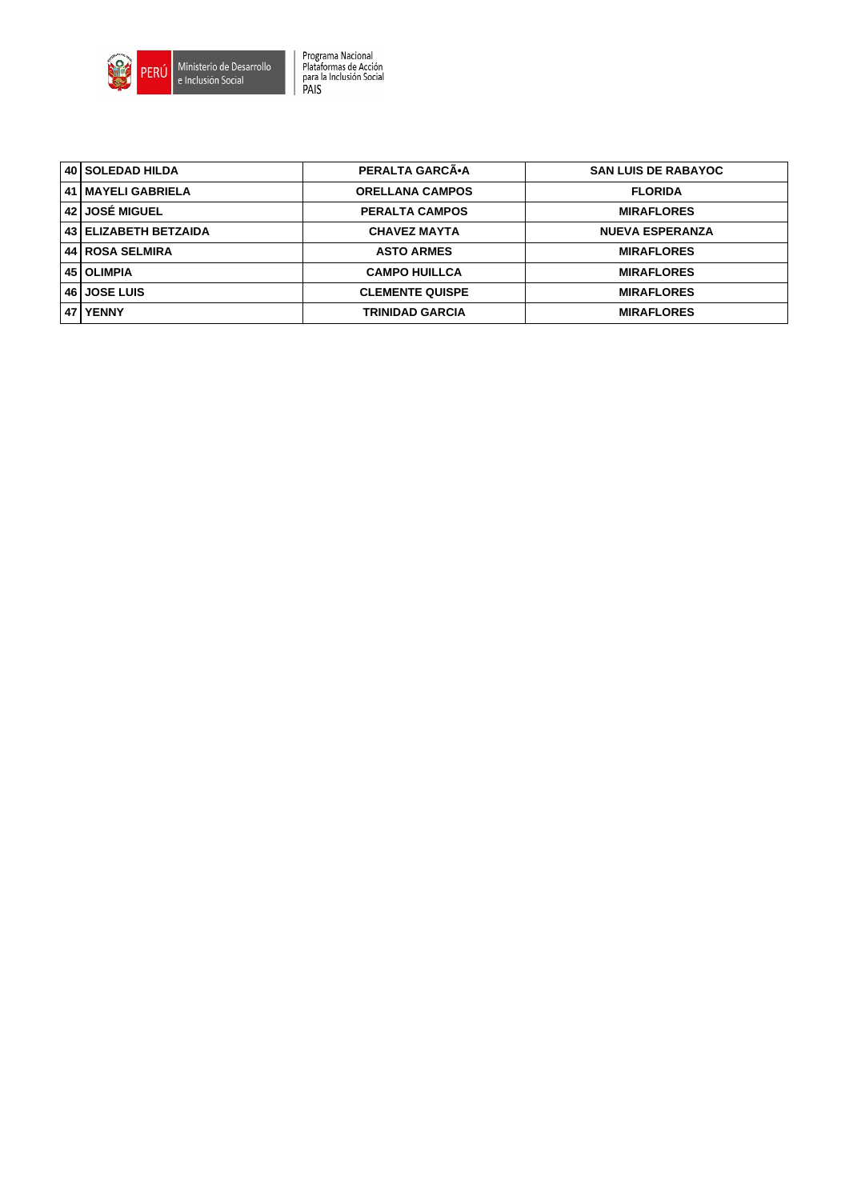| | | | |
|---|---|---|---|
| 40 | SOLEDAD HILDA | PERALTA GARCÃ•A | SAN LUIS DE RABAYOC |
| 41 | MAYELI GABRIELA | ORELLANA CAMPOS | FLORIDA |
| 42 | JOSÉ MIGUEL | PERALTA CAMPOS | MIRAFLORES |
| 43 | ELIZABETH BETZAIDA | CHAVEZ MAYTA | NUEVA ESPERANZA |
| 44 | ROSA SELMIRA | ASTO ARMES | MIRAFLORES |
| 45 | OLIMPIA | CAMPO HUILLCA | MIRAFLORES |
| 46 | JOSE LUIS | CLEMENTE QUISPE | MIRAFLORES |
| 47 | YENNY | TRINIDAD GARCIA | MIRAFLORES |